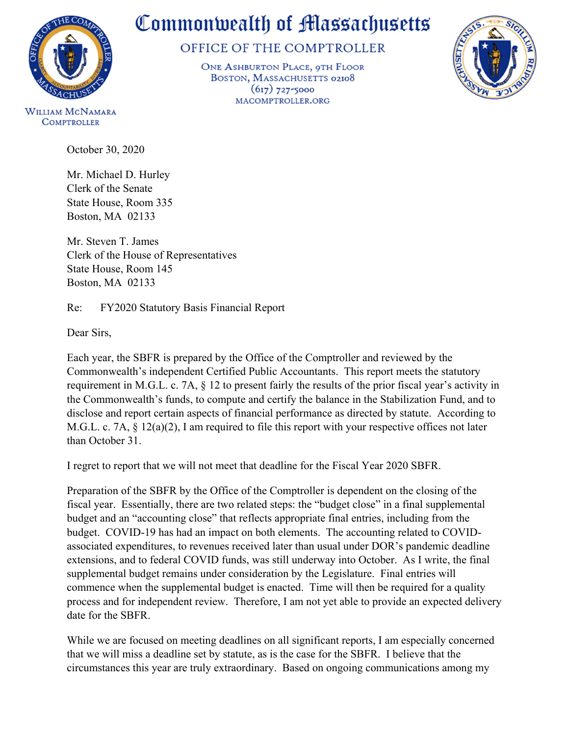# Commonwealth of Massachusetts

## OFFICE OF THE COMPTROLLER

ONE ASHBURTON PLACE, 9TH FLOOR
BOSTON, MASSACHUSETTS 02108
(617) 727-5000
MACOMPTROLLER.ORG

WILLIAM MCNAMARA
COMPTROLLER

October 30, 2020

Mr. Michael D. Hurley
Clerk of the Senate
State House, Room 335
Boston, MA 02133

Mr. Steven T. James
Clerk of the House of Representatives
State House, Room 145
Boston, MA 02133

Re: FY2020 Statutory Basis Financial Report

Dear Sirs,

Each year, the SBFR is prepared by the Office of the Comptroller and reviewed by the Commonwealth's independent Certified Public Accountants. This report meets the statutory requirement in M.G.L. c. 7A, § 12 to present fairly the results of the prior fiscal year's activity in the Commonwealth's funds, to compute and certify the balance in the Stabilization Fund, and to disclose and report certain aspects of financial performance as directed by statute. According to M.G.L. c. 7A, § 12(a)(2), I am required to file this report with your respective offices not later than October 31.

I regret to report that we will not meet that deadline for the Fiscal Year 2020 SBFR.

Preparation of the SBFR by the Office of the Comptroller is dependent on the closing of the fiscal year. Essentially, there are two related steps: the "budget close" in a final supplemental budget and an "accounting close" that reflects appropriate final entries, including from the budget. COVID-19 has had an impact on both elements. The accounting related to COVID-associated expenditures, to revenues received later than usual under DOR's pandemic deadline extensions, and to federal COVID funds, was still underway into October. As I write, the final supplemental budget remains under consideration by the Legislature. Final entries will commence when the supplemental budget is enacted. Time will then be required for a quality process and for independent review. Therefore, I am not yet able to provide an expected delivery date for the SBFR.

While we are focused on meeting deadlines on all significant reports, I am especially concerned that we will miss a deadline set by statute, as is the case for the SBFR. I believe that the circumstances this year are truly extraordinary. Based on ongoing communications among my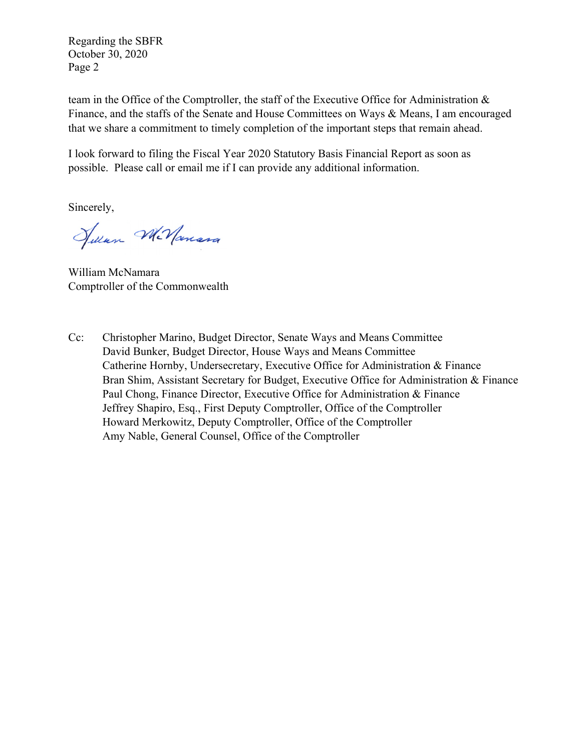team in the Office of the Comptroller, the staff of the Executive Office for Administration & Finance, and the staffs of the Senate and House Committees on Ways & Means, I am encouraged that we share a commitment to timely completion of the important steps that remain ahead.

I look forward to filing the Fiscal Year 2020 Statutory Basis Financial Report as soon as possible. Please call or email me if I can provide any additional information.

Sincerely,

William McNamara
Comptroller of the Commonwealth

Cc: Christopher Marino, Budget Director, Senate Ways and Means Committee
David Bunker, Budget Director, House Ways and Means Committee
Catherine Hornby, Undersecretary, Executive Office for Administration & Finance
Bran Shim, Assistant Secretary for Budget, Executive Office for Administration & Finance
Paul Chong, Finance Director, Executive Office for Administration & Finance
Jeffrey Shapiro, Esq., First Deputy Comptroller, Office of the Comptroller
Howard Merkowitz, Deputy Comptroller, Office of the Comptroller
Amy Nable, General Counsel, Office of the Comptroller